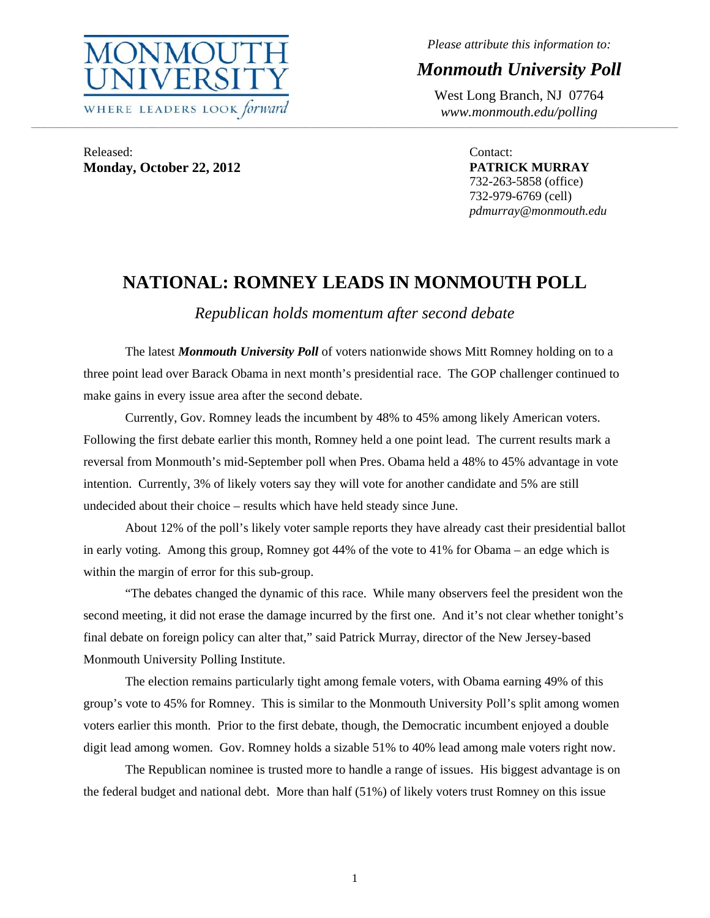MONMOUTH UNIVERSITY
WHERE LEADERS LOOK *forward*

*Please attribute this information to:*

***Monmouth University Poll***

West Long Branch, NJ 07764
*www.monmouth.edu/polling*

Released:
**Monday, October 22, 2012**

Contact:
**PATRICK MURRAY**
732-263-5858 (office)
732-979-6769 (cell)
*pdmurray@monmouth.edu*

# NATIONAL: ROMNEY LEADS IN MONMOUTH POLL

*Republican holds momentum after second debate*

The latest ***Monmouth University Poll*** of voters nationwide shows Mitt Romney holding on to a three point lead over Barack Obama in next month's presidential race. The GOP challenger continued to make gains in every issue area after the second debate.

Currently, Gov. Romney leads the incumbent by 48% to 45% among likely American voters. Following the first debate earlier this month, Romney held a one point lead. The current results mark a reversal from Monmouth's mid-September poll when Pres. Obama held a 48% to 45% advantage in vote intention. Currently, 3% of likely voters say they will vote for another candidate and 5% are still undecided about their choice – results which have held steady since June.

About 12% of the poll's likely voter sample reports they have already cast their presidential ballot in early voting. Among this group, Romney got 44% of the vote to 41% for Obama – an edge which is within the margin of error for this sub-group.

"The debates changed the dynamic of this race. While many observers feel the president won the second meeting, it did not erase the damage incurred by the first one. And it's not clear whether tonight's final debate on foreign policy can alter that," said Patrick Murray, director of the New Jersey-based Monmouth University Polling Institute.

The election remains particularly tight among female voters, with Obama earning 49% of this group's vote to 45% for Romney. This is similar to the Monmouth University Poll's split among women voters earlier this month. Prior to the first debate, though, the Democratic incumbent enjoyed a double digit lead among women. Gov. Romney holds a sizable 51% to 40% lead among male voters right now.

The Republican nominee is trusted more to handle a range of issues. His biggest advantage is on the federal budget and national debt. More than half (51%) of likely voters trust Romney on this issue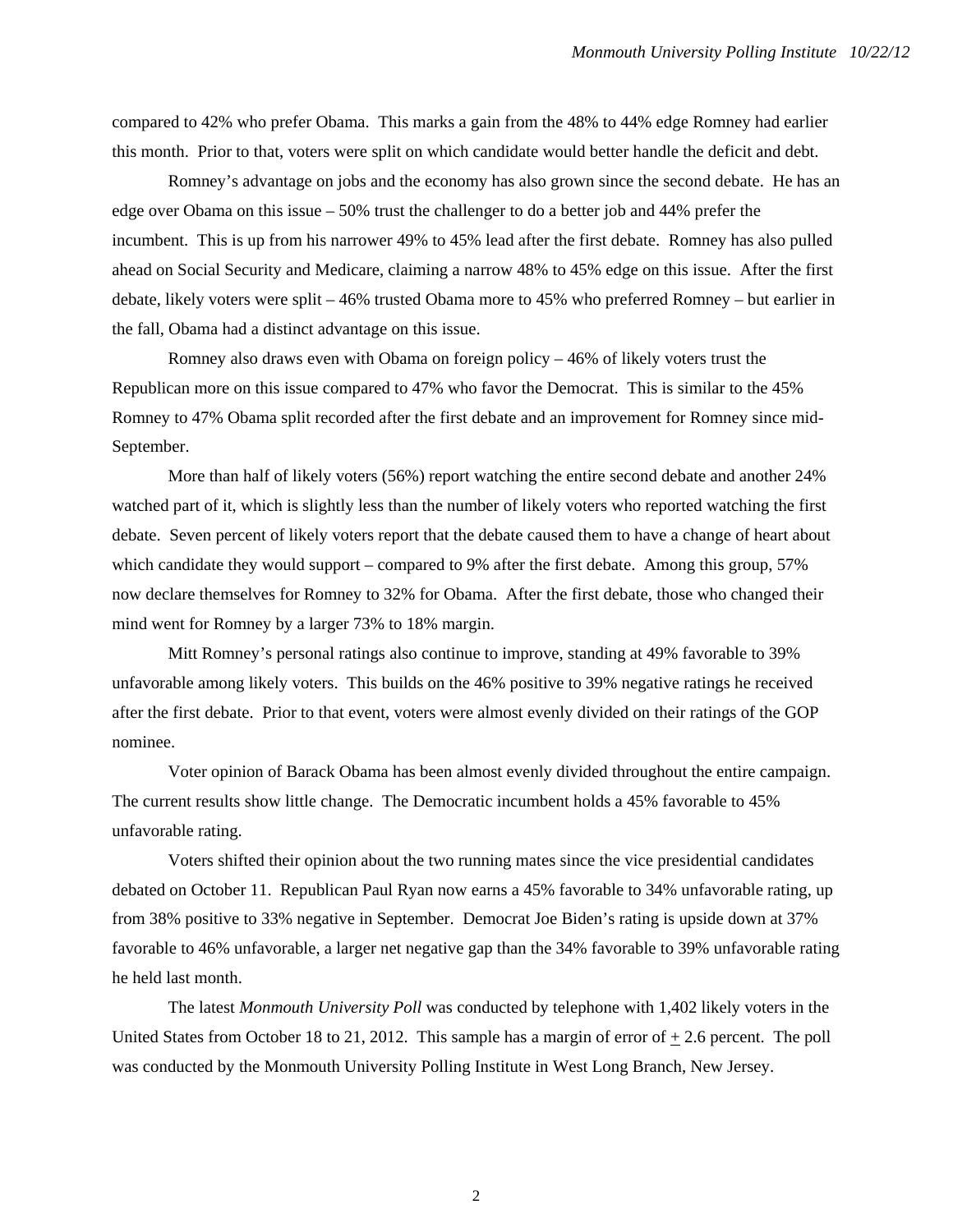compared to 42% who prefer Obama. This marks a gain from the 48% to 44% edge Romney had earlier this month. Prior to that, voters were split on which candidate would better handle the deficit and debt.

Romney's advantage on jobs and the economy has also grown since the second debate. He has an edge over Obama on this issue – 50% trust the challenger to do a better job and 44% prefer the incumbent. This is up from his narrower 49% to 45% lead after the first debate. Romney has also pulled ahead on Social Security and Medicare, claiming a narrow 48% to 45% edge on this issue. After the first debate, likely voters were split – 46% trusted Obama more to 45% who preferred Romney – but earlier in the fall, Obama had a distinct advantage on this issue.

Romney also draws even with Obama on foreign policy – 46% of likely voters trust the Republican more on this issue compared to 47% who favor the Democrat. This is similar to the 45% Romney to 47% Obama split recorded after the first debate and an improvement for Romney since mid-September.

More than half of likely voters (56%) report watching the entire second debate and another 24% watched part of it, which is slightly less than the number of likely voters who reported watching the first debate. Seven percent of likely voters report that the debate caused them to have a change of heart about which candidate they would support – compared to 9% after the first debate. Among this group, 57% now declare themselves for Romney to 32% for Obama. After the first debate, those who changed their mind went for Romney by a larger 73% to 18% margin.

Mitt Romney's personal ratings also continue to improve, standing at 49% favorable to 39% unfavorable among likely voters. This builds on the 46% positive to 39% negative ratings he received after the first debate. Prior to that event, voters were almost evenly divided on their ratings of the GOP nominee.

Voter opinion of Barack Obama has been almost evenly divided throughout the entire campaign. The current results show little change. The Democratic incumbent holds a 45% favorable to 45% unfavorable rating.

Voters shifted their opinion about the two running mates since the vice presidential candidates debated on October 11. Republican Paul Ryan now earns a 45% favorable to 34% unfavorable rating, up from 38% positive to 33% negative in September. Democrat Joe Biden's rating is upside down at 37% favorable to 46% unfavorable, a larger net negative gap than the 34% favorable to 39% unfavorable rating he held last month.

The latest *Monmouth University Poll* was conducted by telephone with 1,402 likely voters in the United States from October 18 to 21, 2012. This sample has a margin of error of ± 2.6 percent. The poll was conducted by the Monmouth University Polling Institute in West Long Branch, New Jersey.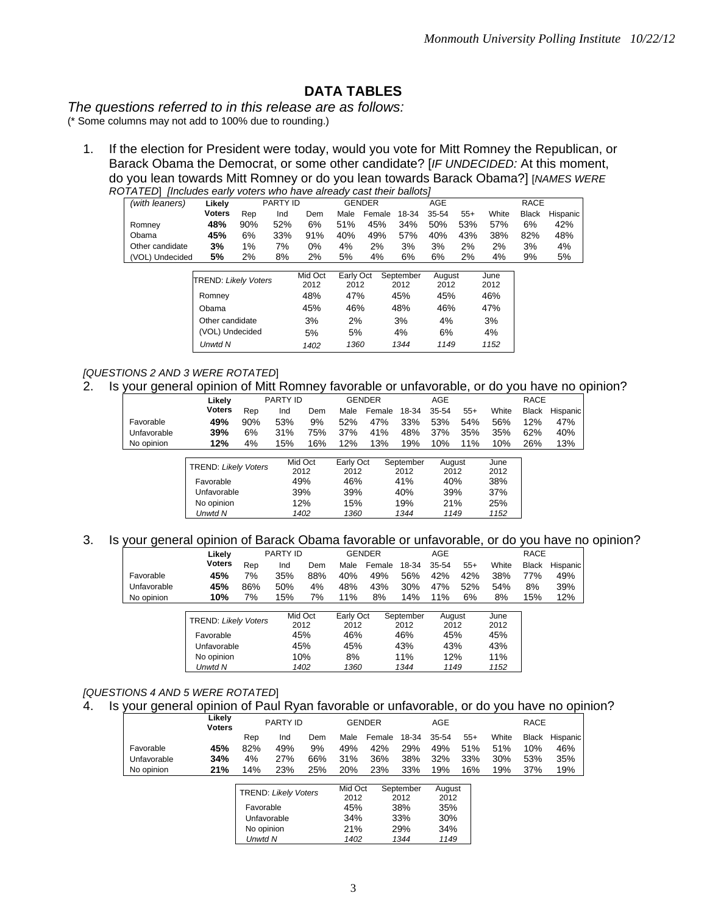## DATA TABLES

*The questions referred to in this release are as follows:*
(* Some columns may not add to 100% due to rounding.)

1. If the election for President were today, would you vote for Mitt Romney the Republican, or Barack Obama the Democrat, or some other candidate? [*IF UNDECIDED:* At this moment, do you lean towards Mitt Romney or do you lean towards Barack Obama?] [*NAMES WERE ROTATED*] *[Includes early voters who have already cast their ballots]*

| *(with leaners)* | Likely | PARTY ID | | | GENDER | | AGE | | | RACE | | |
|---|---|---|---|---|---|---|---|---|---|---|---|---|
| | **Voters** | Rep | Ind | Dem | Male | Female | 18-34 | 35-54 | 55+ | White | Black | Hispanic |
| Romney | **48%** | 90% | 52% | 6% | 51% | 45% | 34% | 50% | 53% | 57% | 6% | 42% |
| Obama | **45%** | 6% | 33% | 91% | 40% | 49% | 57% | 40% | 43% | 38% | 82% | 48% |
| Other candidate | **3%** | 1% | 7% | 0% | 4% | 2% | 3% | 3% | 2% | 2% | 3% | 4% |
| (VOL) Undecided | **5%** | 2% | 8% | 2% | 5% | 4% | 6% | 6% | 2% | 4% | 9% | 5% |

| TREND: *Likely Voters* | Mid Oct 2012 | Early Oct 2012 | September 2012 | August 2012 | June 2012 |
|---|---|---|---|---|---|
| Romney | 48% | 47% | 45% | 45% | 46% |
| Obama | 45% | 46% | 48% | 46% | 47% |
| Other candidate | 3% | 2% | 3% | 4% | 3% |
| (VOL) Undecided | 5% | 5% | 4% | 6% | 4% |
| *Unwtd N* | *1402* | *1360* | *1344* | *1149* | *1152* |

*[QUESTIONS 2 AND 3 WERE ROTATED]*

2. Is your general opinion of Mitt Romney favorable or unfavorable, or do you have no opinion?

| | Likely | PARTY ID | | | GENDER | | AGE | | | RACE | | |
|---|---|---|---|---|---|---|---|---|---|---|---|---|
| | **Voters** | Rep | Ind | Dem | Male | Female | 18-34 | 35-54 | 55+ | White | Black | Hispanic |
| Favorable | **49%** | 90% | 53% | 9% | 52% | 47% | 33% | 53% | 54% | 56% | 12% | 47% |
| Unfavorable | **39%** | 6% | 31% | 75% | 37% | 41% | 48% | 37% | 35% | 35% | 62% | 40% |
| No opinion | **12%** | 4% | 15% | 16% | 12% | 13% | 19% | 10% | 11% | 10% | 26% | 13% |

| TREND: *Likely Voters* | Mid Oct 2012 | Early Oct 2012 | September 2012 | August 2012 | June 2012 |
|---|---|---|---|---|---|
| Favorable | 49% | 46% | 41% | 40% | 38% |
| Unfavorable | 39% | 39% | 40% | 39% | 37% |
| No opinion | 12% | 15% | 19% | 21% | 25% |
| *Unwtd N* | *1402* | *1360* | *1344* | *1149* | *1152* |

3. Is your general opinion of Barack Obama favorable or unfavorable, or do you have no opinion?

| | Likely | PARTY ID | | | GENDER | | AGE | | | RACE | | |
|---|---|---|---|---|---|---|---|---|---|---|---|---|
| | **Voters** | Rep | Ind | Dem | Male | Female | 18-34 | 35-54 | 55+ | White | Black | Hispanic |
| Favorable | **45%** | 7% | 35% | 88% | 40% | 49% | 56% | 42% | 42% | 38% | 77% | 49% |
| Unfavorable | **45%** | 86% | 50% | 4% | 48% | 43% | 30% | 47% | 52% | 54% | 8% | 39% |
| No opinion | **10%** | 7% | 15% | 7% | 11% | 8% | 14% | 11% | 6% | 8% | 15% | 12% |

| TREND: *Likely Voters* | Mid Oct 2012 | Early Oct 2012 | September 2012 | August 2012 | June 2012 |
|---|---|---|---|---|---|
| Favorable | 45% | 46% | 46% | 45% | 45% |
| Unfavorable | 45% | 45% | 43% | 43% | 43% |
| No opinion | 10% | 8% | 11% | 12% | 11% |
| *Unwtd N* | *1402* | *1360* | *1344* | *1149* | *1152* |

*[QUESTIONS 4 AND 5 WERE ROTATED]*

4. Is your general opinion of Paul Ryan favorable or unfavorable, or do you have no opinion?

| | Likely Voters | PARTY ID | | | GENDER | | AGE | | | RACE | | |
|---|---|---|---|---|---|---|---|---|---|---|---|---|
| | | Rep | Ind | Dem | Male | Female | 18-34 | 35-54 | 55+ | White | Black | Hispanic |
| Favorable | **45%** | 82% | 49% | 9% | 49% | 42% | 29% | 49% | 51% | 51% | 10% | 46% |
| Unfavorable | **34%** | 4% | 27% | 66% | 31% | 36% | 38% | 32% | 33% | 30% | 53% | 35% |
| No opinion | **21%** | 14% | 23% | 25% | 20% | 23% | 33% | 19% | 16% | 19% | 37% | 19% |

| TREND: *Likely Voters* | Mid Oct 2012 | September 2012 | August 2012 |
|---|---|---|---|
| Favorable | 45% | 38% | 35% |
| Unfavorable | 34% | 33% | 30% |
| No opinion | 21% | 29% | 34% |
| *Unwtd N* | *1402* | *1344* | *1149* |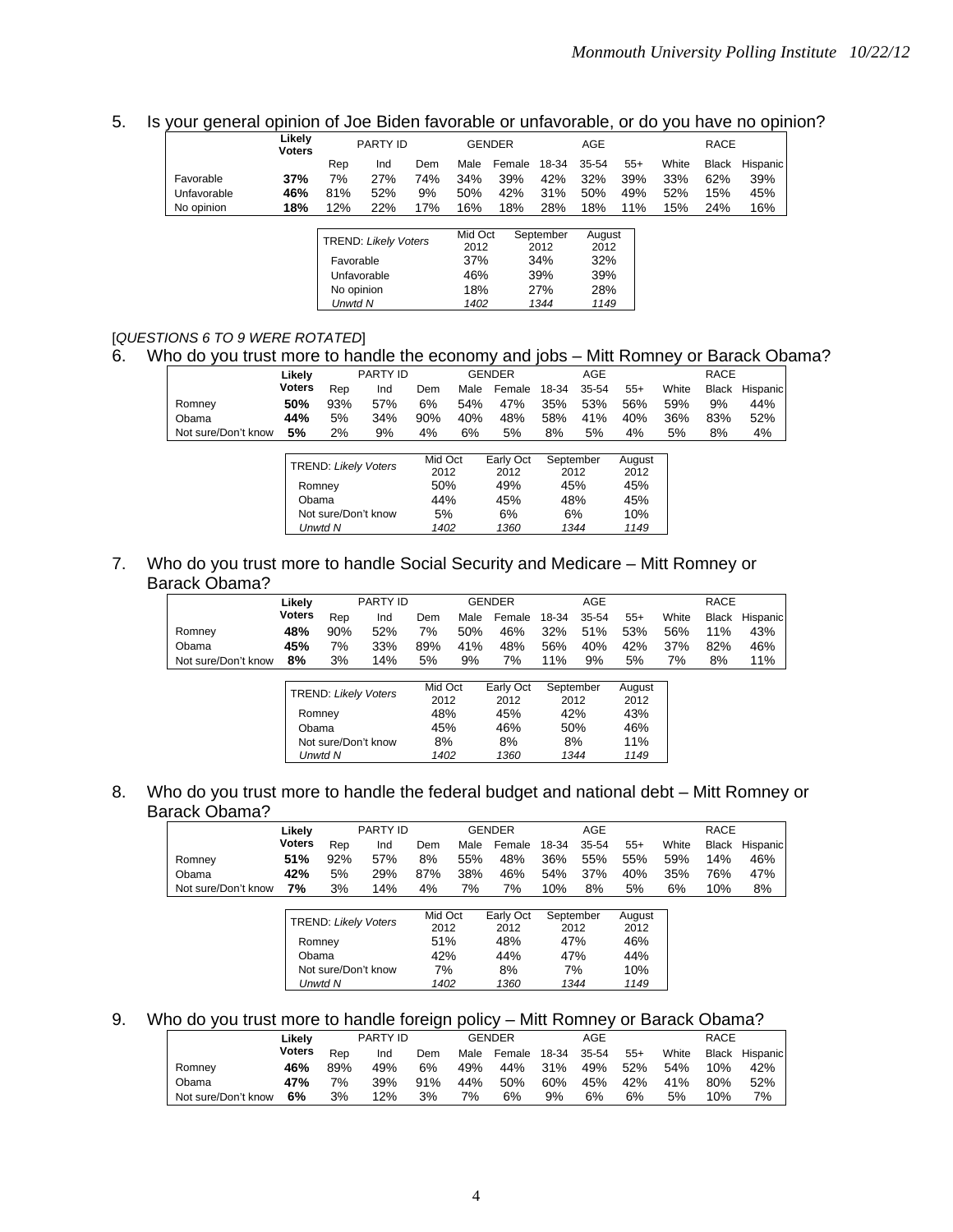5. Is your general opinion of Joe Biden favorable or unfavorable, or do you have no opinion?

| | Likely Voters | PARTY ID | | | GENDER | | AGE | | | RACE | | |
|---|---|---|---|---|---|---|---|---|---|---|---|---|
| | | Rep | Ind | Dem | Male | Female | 18-34 | 35-54 | 55+ | White | Black | Hispanic |
| Favorable | **37%** | 7% | 27% | 74% | 34% | 39% | 42% | 32% | 39% | 33% | 62% | 39% |
| Unfavorable | **46%** | 81% | 52% | 9% | 50% | 42% | 31% | 50% | 49% | 52% | 15% | 45% |
| No opinion | **18%** | 12% | 22% | 17% | 16% | 18% | 28% | 18% | 11% | 15% | 24% | 16% |

| TREND: *Likely Voters* | Mid Oct 2012 | September 2012 | August 2012 |
|---|---|---|---|
| Favorable | 37% | 34% | 32% |
| Unfavorable | 46% | 39% | 39% |
| No opinion | 18% | 27% | 28% |
| *Unwtd N* | *1402* | *1344* | *1149* |

[*QUESTIONS 6 TO 9 WERE ROTATED*]

6. Who do you trust more to handle the economy and jobs – Mitt Romney or Barack Obama?

| | Likely Voters | PARTY ID | | | GENDER | | AGE | | | RACE | | |
|---|---|---|---|---|---|---|---|---|---|---|---|---|
| | | Rep | Ind | Dem | Male | Female | 18-34 | 35-54 | 55+ | White | Black | Hispanic |
| Romney | **50%** | 93% | 57% | 6% | 54% | 47% | 35% | 53% | 56% | 59% | 9% | 44% |
| Obama | **44%** | 5% | 34% | 90% | 40% | 48% | 58% | 41% | 40% | 36% | 83% | 52% |
| Not sure/Don't know | **5%** | 2% | 9% | 4% | 6% | 5% | 8% | 5% | 4% | 5% | 8% | 4% |

| TREND: *Likely Voters* | Mid Oct 2012 | Early Oct 2012 | September 2012 | August 2012 |
|---|---|---|---|---|
| Romney | 50% | 49% | 45% | 45% |
| Obama | 44% | 45% | 48% | 45% |
| Not sure/Don't know | 5% | 6% | 6% | 10% |
| *Unwtd N* | *1402* | *1360* | *1344* | *1149* |

7. Who do you trust more to handle Social Security and Medicare – Mitt Romney or Barack Obama?

| | Likely Voters | PARTY ID | | | GENDER | | AGE | | | RACE | | |
|---|---|---|---|---|---|---|---|---|---|---|---|---|
| | | Rep | Ind | Dem | Male | Female | 18-34 | 35-54 | 55+ | White | Black | Hispanic |
| Romney | **48%** | 90% | 52% | 7% | 50% | 46% | 32% | 51% | 53% | 56% | 11% | 43% |
| Obama | **45%** | 7% | 33% | 89% | 41% | 48% | 56% | 40% | 42% | 37% | 82% | 46% |
| Not sure/Don't know | **8%** | 3% | 14% | 5% | 9% | 7% | 11% | 9% | 5% | 7% | 8% | 11% |

| TREND: *Likely Voters* | Mid Oct 2012 | Early Oct 2012 | September 2012 | August 2012 |
|---|---|---|---|---|
| Romney | 48% | 45% | 42% | 43% |
| Obama | 45% | 46% | 50% | 46% |
| Not sure/Don't know | 8% | 8% | 8% | 11% |
| *Unwtd N* | *1402* | *1360* | *1344* | *1149* |

8. Who do you trust more to handle the federal budget and national debt – Mitt Romney or Barack Obama?

| | Likely Voters | PARTY ID | | | GENDER | | AGE | | | RACE | | |
|---|---|---|---|---|---|---|---|---|---|---|---|---|
| | | Rep | Ind | Dem | Male | Female | 18-34 | 35-54 | 55+ | White | Black | Hispanic |
| Romney | **51%** | 92% | 57% | 8% | 55% | 48% | 36% | 55% | 55% | 59% | 14% | 46% |
| Obama | **42%** | 5% | 29% | 87% | 38% | 46% | 54% | 37% | 40% | 35% | 76% | 47% |
| Not sure/Don't know | **7%** | 3% | 14% | 4% | 7% | 7% | 10% | 8% | 5% | 6% | 10% | 8% |

| TREND: *Likely Voters* | Mid Oct 2012 | Early Oct 2012 | September 2012 | August 2012 |
|---|---|---|---|---|
| Romney | 51% | 48% | 47% | 46% |
| Obama | 42% | 44% | 47% | 44% |
| Not sure/Don't know | 7% | 8% | 7% | 10% |
| *Unwtd N* | *1402* | *1360* | *1344* | *1149* |

9. Who do you trust more to handle foreign policy – Mitt Romney or Barack Obama?

| | Likely Voters | PARTY ID | | | GENDER | | AGE | | | RACE | | |
|---|---|---|---|---|---|---|---|---|---|---|---|---|
| | | Rep | Ind | Dem | Male | Female | 18-34 | 35-54 | 55+ | White | Black | Hispanic |
| Romney | **46%** | 89% | 49% | 6% | 49% | 44% | 31% | 49% | 52% | 54% | 10% | 42% |
| Obama | **47%** | 7% | 39% | 91% | 44% | 50% | 60% | 45% | 42% | 41% | 80% | 52% |
| Not sure/Don't know | **6%** | 3% | 12% | 3% | 7% | 6% | 9% | 6% | 6% | 5% | 10% | 7% |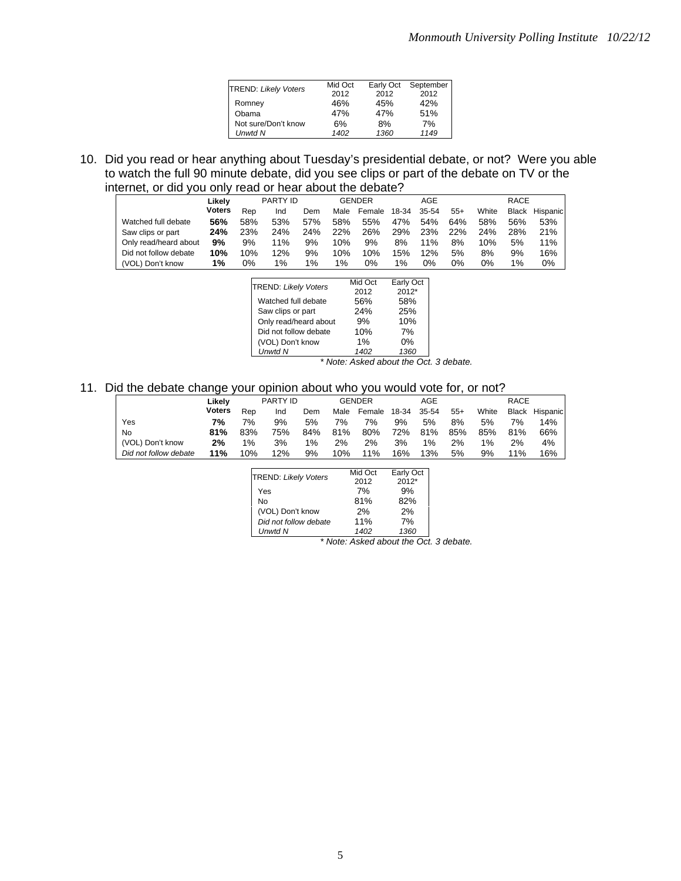| TREND: *Likely Voters* | Mid Oct 2012 | Early Oct 2012 | September 2012 |
|---|---|---|---|
| Romney | 46% | 45% | 42% |
| Obama | 47% | 47% | 51% |
| Not sure/Don't know | 6% | 8% | 7% |
| *Unwtd N* | *1402* | *1360* | *1149* |

10. Did you read or hear anything about Tuesday's presidential debate, or not? Were you able to watch the full 90 minute debate, did you see clips or part of the debate on TV or the internet, or did you only read or hear about the debate?

| | Likely Voters | PARTY ID | | | GENDER | | AGE | | | RACE | | |
|---|---|---|---|---|---|---|---|---|---|---|---|---|
| | | Rep | Ind | Dem | Male | Female | 18-34 | 35-54 | 55+ | White | Black | Hispanic |
| Watched full debate | **56%** | 58% | 53% | 57% | 58% | 55% | 47% | 54% | 64% | 58% | 56% | 53% |
| Saw clips or part | **24%** | 23% | 24% | 24% | 22% | 26% | 29% | 23% | 22% | 24% | 28% | 21% |
| Only read/heard about | **9%** | 9% | 11% | 9% | 10% | 9% | 8% | 11% | 8% | 10% | 5% | 11% |
| Did not follow debate | **10%** | 10% | 12% | 9% | 10% | 10% | 15% | 12% | 5% | 8% | 9% | 16% |
| (VOL) Don't know | **1%** | 0% | 1% | 1% | 1% | 0% | 1% | 0% | 0% | 0% | 1% | 0% |

| TREND: *Likely Voters* | Mid Oct 2012 | Early Oct 2012* |
|---|---|---|
| Watched full debate | 56% | 58% |
| Saw clips or part | 24% | 25% |
| Only read/heard about | 9% | 10% |
| Did not follow debate | 10% | 7% |
| (VOL) Don't know | 1% | 0% |
| *Unwtd N* | *1402* | *1360* |

*\* Note: Asked about the Oct. 3 debate.*

11. Did the debate change your opinion about who you would vote for, or not?

| | Likely Voters | PARTY ID | | | GENDER | | AGE | | | RACE | | |
|---|---|---|---|---|---|---|---|---|---|---|---|---|
| | | Rep | Ind | Dem | Male | Female | 18-34 | 35-54 | 55+ | White | Black | Hispanic |
| Yes | **7%** | 7% | 9% | 5% | 7% | 7% | 9% | 5% | 8% | 5% | 7% | 14% |
| No | **81%** | 83% | 75% | 84% | 81% | 80% | 72% | 81% | 85% | 85% | 81% | 66% |
| (VOL) Don't know | **2%** | 1% | 3% | 1% | 2% | 2% | 3% | 1% | 2% | 1% | 2% | 4% |
| *Did not follow debate* | **11%** | 10% | 12% | 9% | 10% | 11% | 16% | 13% | 5% | 9% | 11% | 16% |

| TREND: *Likely Voters* | Mid Oct 2012 | Early Oct 2012* |
|---|---|---|
| Yes | 7% | 9% |
| No | 81% | 82% |
| (VOL) Don't know | 2% | 2% |
| *Did not follow debate* | 11% | 7% |
| *Unwtd N* | *1402* | *1360* |

*\* Note: Asked about the Oct. 3 debate.*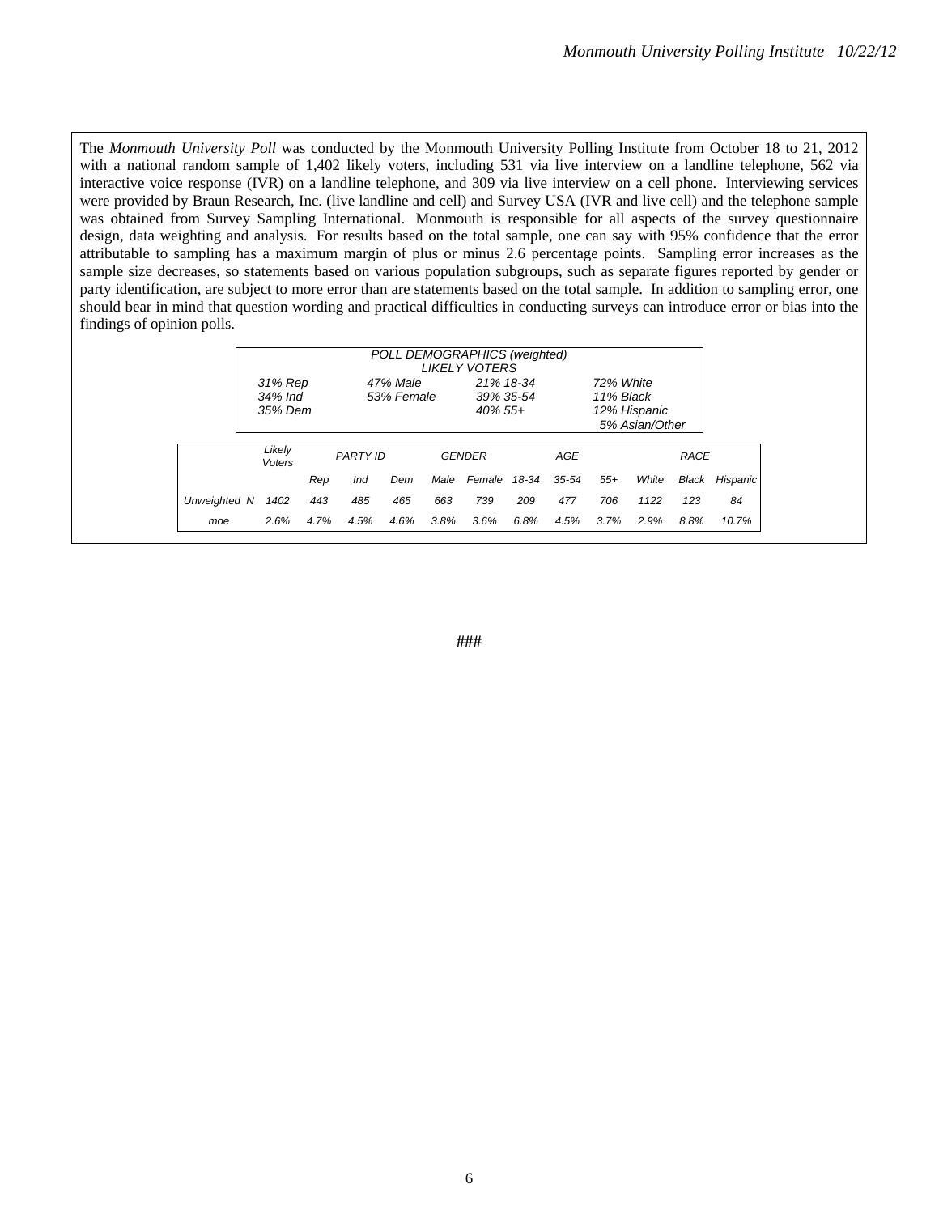The *Monmouth University Poll* was conducted by the Monmouth University Polling Institute from October 18 to 21, 2012 with a national random sample of 1,402 likely voters, including 531 via live interview on a landline telephone, 562 via interactive voice response (IVR) on a landline telephone, and 309 via live interview on a cell phone. Interviewing services were provided by Braun Research, Inc. (live landline and cell) and Survey USA (IVR and live cell) and the telephone sample was obtained from Survey Sampling International. Monmouth is responsible for all aspects of the survey questionnaire design, data weighting and analysis. For results based on the total sample, one can say with 95% confidence that the error attributable to sampling has a maximum margin of plus or minus 2.6 percentage points. Sampling error increases as the sample size decreases, so statements based on various population subgroups, such as separate figures reported by gender or party identification, are subject to more error than are statements based on the total sample. In addition to sampling error, one should bear in mind that question wording and practical difficulties in conducting surveys can introduce error or bias into the findings of opinion polls.

*POLL DEMOGRAPHICS (weighted)*
*LIKELY VOTERS*

| | | | |
|---|---|---|---|
| *31% Rep* | *47% Male* | *21% 18-34* | *72% White* |
| *34% Ind* | *53% Female* | *39% 35-54* | *11% Black* |
| *35% Dem* | | *40% 55+* | *12% Hispanic* |
| | | | *5% Asian/Other* |

| | Likely Voters | PARTY ID | | | GENDER | | AGE | | | RACE | | |
|---|---|---|---|---|---|---|---|---|---|---|---|---|
| | | Rep | Ind | Dem | Male | Female | 18-34 | 35-54 | 55+ | White | Black | Hispanic |
| Unweighted N | 1402 | 443 | 485 | 465 | 663 | 739 | 209 | 477 | 706 | 1122 | 123 | 84 |
| moe | 2.6% | 4.7% | 4.5% | 4.6% | 3.8% | 3.6% | 6.8% | 4.5% | 3.7% | 2.9% | 8.8% | 10.7% |

###